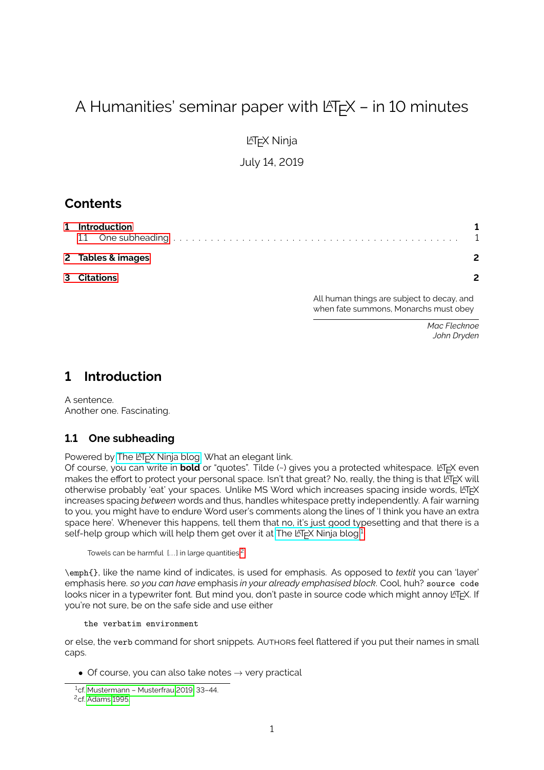# A Humanities' seminar paper with LaTeX – in 10 minutes

LaTeX Ninja

July 14, 2019

## Contents

- 1 Introduction ..... 1
  - 1.1 One subheading ..... 1
- 2 Tables & images ..... 2
- 3 Citations ..... 2

All human things are subject to decay, and when fate summons, Monarchs must obey

*Mac Flecknoe*
*John Dryden*

## 1 Introduction

A sentence.
Another one. Fascinating.

### 1.1 One subheading

Powered by The LaTeX Ninja blog. What an elegant link.
Of course, you can write in **bold** or "quotes". Tilde (~) gives you a protected whitespace. LaTeX even makes the effort to protect your personal space. Isn't that great? No, really, the thing is that LaTeX will otherwise probably 'eat' your spaces. Unlike MS Word which increases spacing inside words, LaTeX increases spacing *between* words and thus, handles whitespace pretty independently. A fair warning to you, you might have to endure Word user's comments along the lines of 'I think you have an extra space here'. Whenever this happens, tell them that no, it's just good typesetting and that there is a self-help group which will help them get over it at The LaTeX Ninja blog.[1]

> Towels can be harmful [...] in large quantities.[2]

`\emph{}`, like the name kind of indicates, is used for emphasis. As opposed to *textit* you can 'layer' emphasis here. *so you can have* emphasis *in your already emphasised block*. Cool, huh? `source code` looks nicer in a typewriter font. But mind you, don't paste in source code which might annoy LaTeX. If you're not sure, be on the safe side and use either

```
the verbatim environment
```

or else, the `verb` command for short snippets. AUTHORS feel flattered if you put their names in small caps.

- Of course, you can also take notes → very practical

[1] cf. Mustermann – Musterfrau 2019, 33–44.
[2] cf. Adams 1995.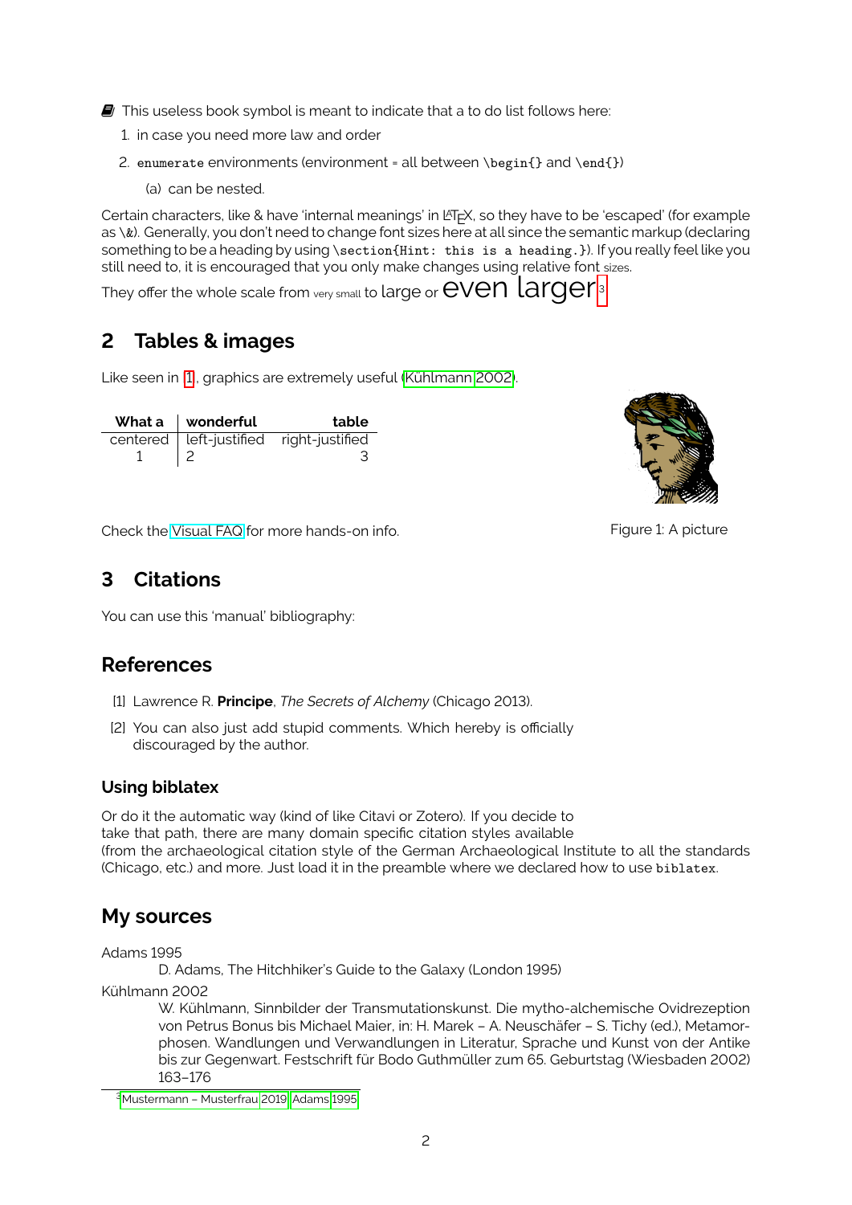📓 This useless book symbol is meant to indicate that a to do list follows here:

1. in case you need more law and order
2. `enumerate` environments (environment = all between `\begin{}` and `\end{}`)
   (a) can be nested.

Certain characters, like & have 'internal meanings' in LaTeX, so they have to be 'escaped' (for example as `\&`). Generally, you don't need to change font sizes here at all since the semantic markup (declaring something to be a heading by using `\section{Hint: this is a heading.}`). If you really feel like you still need to, it is encouraged that you only make changes using relative font sizes.

They offer the whole scale from very small to large or even larger[3]

## 2 Tables & images

Like seen in [1], graphics are extremely useful (Kühlmann 2002).

| What a | wonderful | table |
|:---:|:---|---:|
| centered | left-justified | right-justified |
| 1 | 2 | 3 |

Figure 1: A picture

Check the Visual FAQ for more hands-on info.

## 3 Citations

You can use this 'manual' bibliography:

## References

[1] Lawrence R. **Principe**, *The Secrets of Alchemy* (Chicago 2013).

[2] You can also just add stupid comments. Which hereby is officially discouraged by the author.

### Using biblatex

Or do it the automatic way (kind of like Citavi or Zotero). If you decide to take that path, there are many domain specific citation styles available (from the archaeological citation style of the German Archaeological Institute to all the standards (Chicago, etc.) and more. Just load it in the preamble where we declared how to use `biblatex`.

## My sources

Adams 1995
: D. Adams, The Hitchhiker's Guide to the Galaxy (London 1995)

Kühlmann 2002
: W. Kühlmann, Sinnbilder der Transmutationskunst. Die mytho-alchemische Ovidrezeption von Petrus Bonus bis Michael Maier, in: H. Marek – A. Neuschäfer – S. Tichy (ed.), Metamorphosen. Wandlungen und Verwandlungen in Literatur, Sprache und Kunst von der Antike bis zur Gegenwart. Festschrift für Bodo Guthmüller zum 65. Geburtstag (Wiesbaden 2002) 163–176

[3] Mustermann – Musterfrau 2019; Adams 1995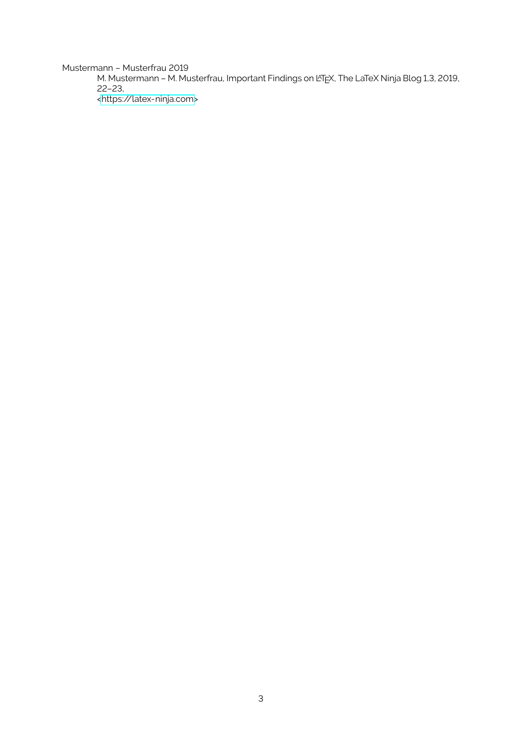Mustermann – Musterfrau 2019

M. Mustermann – M. Musterfrau, Important Findings on LaTeX, The LaTeX Ninja Blog 1,3, 2019, 22–23, <https://latex-ninja.com>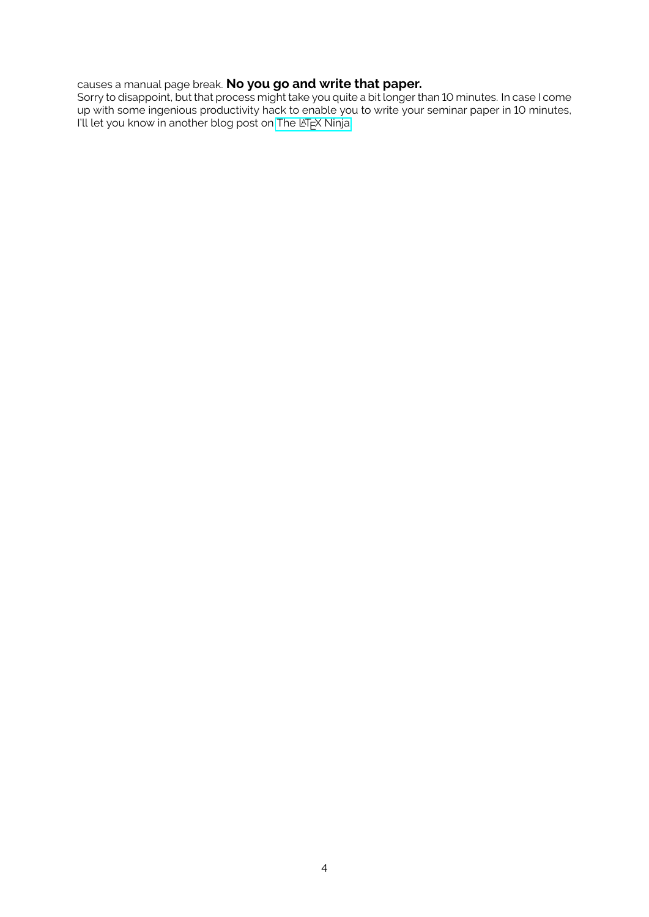causes a manual page break. **No you go and write that paper.**
Sorry to disappoint, but that process might take you quite a bit longer than 10 minutes. In case I come up with some ingenious productivity hack to enable you to write your seminar paper in 10 minutes, I'll let you know in another blog post on The LaTeX Ninja.